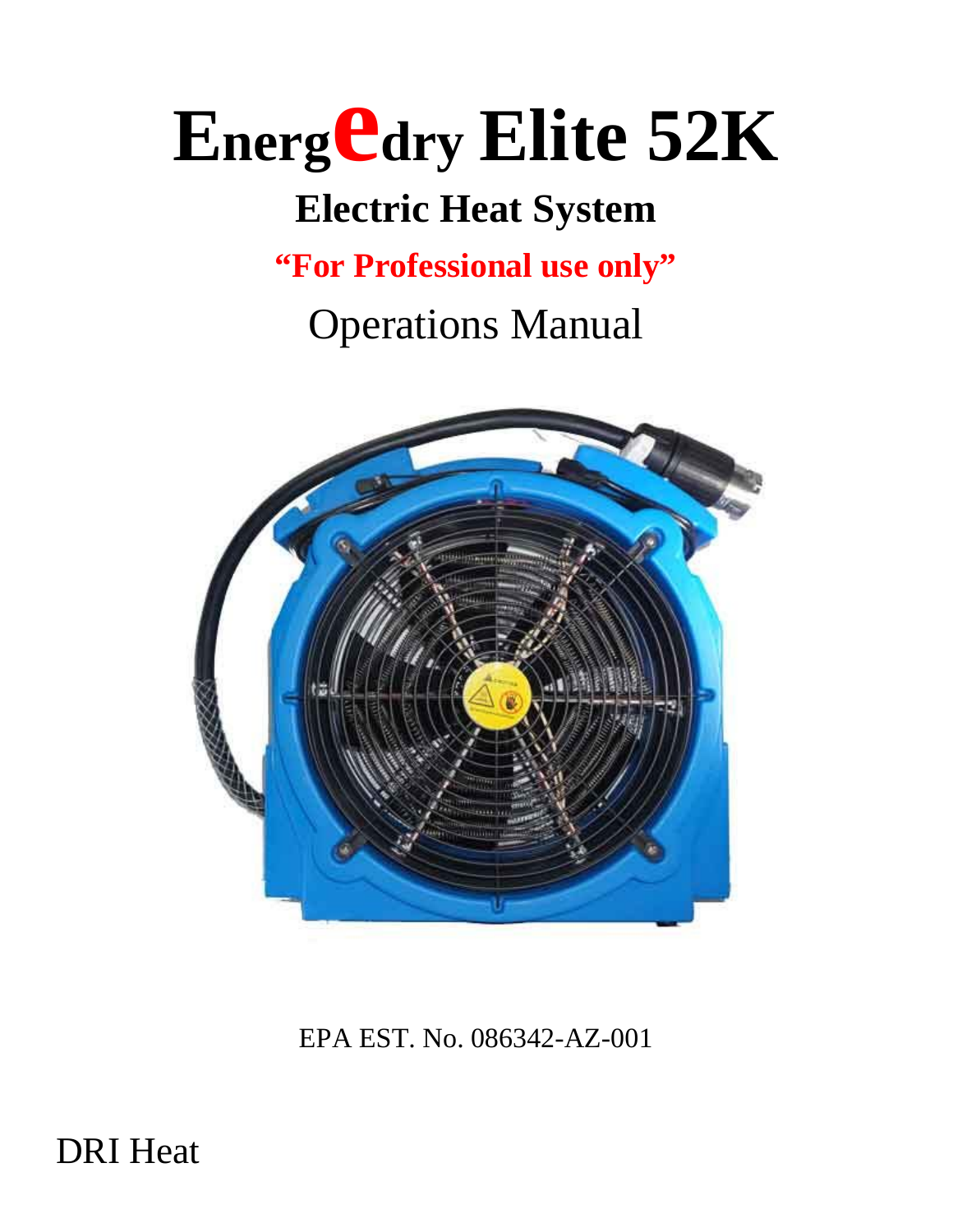# Energedry Elite 52K

## Electric Heat System

**"For Professional use only"**

Operations Manual

EPA EST. No. 086342-AZ-001

DRI Heat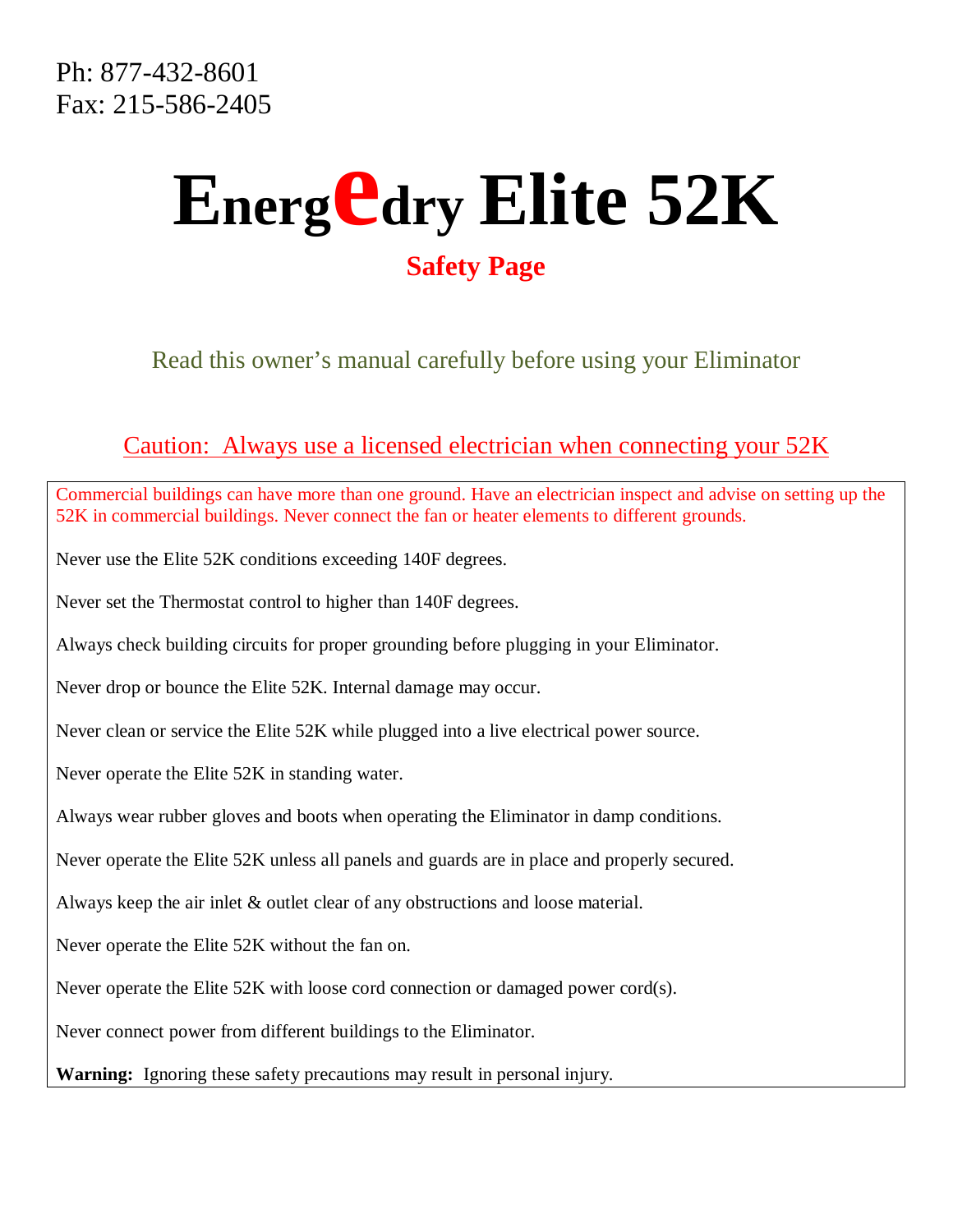Ph: 877-432-8601
Fax: 215-586-2405

# Energedry Elite 52K

## Safety Page

Read this owner's manual carefully before using your Eliminator

Caution: Always use a licensed electrician when connecting your 52K

Commercial buildings can have more than one ground. Have an electrician inspect and advise on setting up the 52K in commercial buildings. Never connect the fan or heater elements to different grounds.

Never use the Elite 52K conditions exceeding 140F degrees.

Never set the Thermostat control to higher than 140F degrees.

Always check building circuits for proper grounding before plugging in your Eliminator.

Never drop or bounce the Elite 52K. Internal damage may occur.

Never clean or service the Elite 52K while plugged into a live electrical power source.

Never operate the Elite 52K in standing water.

Always wear rubber gloves and boots when operating the Eliminator in damp conditions.

Never operate the Elite 52K unless all panels and guards are in place and properly secured.

Always keep the air inlet & outlet clear of any obstructions and loose material.

Never operate the Elite 52K without the fan on.

Never operate the Elite 52K with loose cord connection or damaged power cord(s).

Never connect power from different buildings to the Eliminator.

**Warning:** Ignoring these safety precautions may result in personal injury.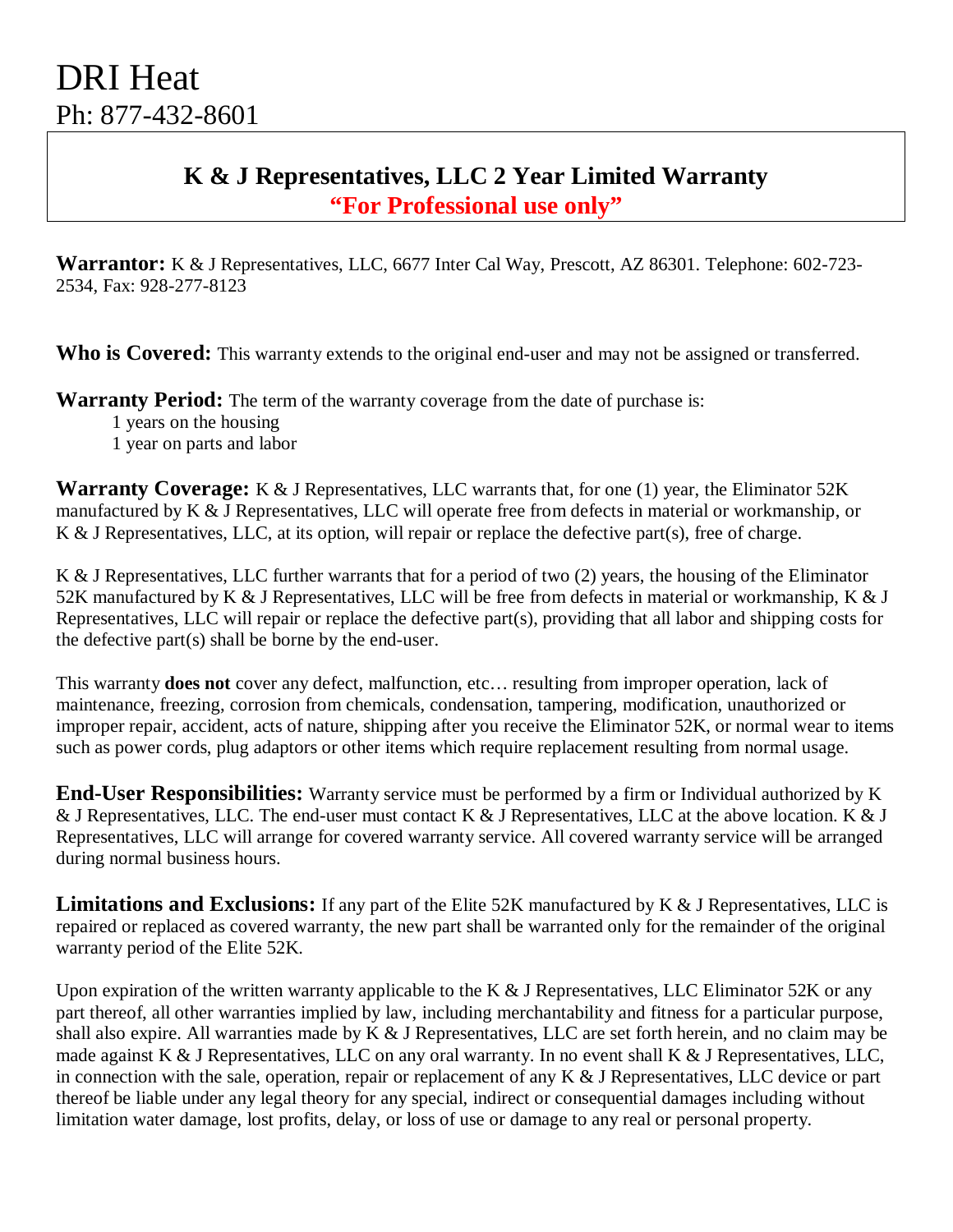# DRI Heat

## Ph: 877-432-8601

## K & J Representatives, LLC 2 Year Limited Warranty

**"For Professional use only"**

**Warrantor:** K & J Representatives, LLC, 6677 Inter Cal Way, Prescott, AZ 86301. Telephone: 602-723-2534, Fax: 928-277-8123

**Who is Covered:** This warranty extends to the original end-user and may not be assigned or transferred.

**Warranty Period:** The term of the warranty coverage from the date of purchase is:

- 1 years on the housing
- 1 year on parts and labor

**Warranty Coverage:** K & J Representatives, LLC warrants that, for one (1) year, the Eliminator 52K manufactured by K & J Representatives, LLC will operate free from defects in material or workmanship, or K & J Representatives, LLC, at its option, will repair or replace the defective part(s), free of charge.

K & J Representatives, LLC further warrants that for a period of two (2) years, the housing of the Eliminator 52K manufactured by K & J Representatives, LLC will be free from defects in material or workmanship, K & J Representatives, LLC will repair or replace the defective part(s), providing that all labor and shipping costs for the defective part(s) shall be borne by the end-user.

This warranty **does not** cover any defect, malfunction, etc… resulting from improper operation, lack of maintenance, freezing, corrosion from chemicals, condensation, tampering, modification, unauthorized or improper repair, accident, acts of nature, shipping after you receive the Eliminator 52K, or normal wear to items such as power cords, plug adaptors or other items which require replacement resulting from normal usage.

**End-User Responsibilities:** Warranty service must be performed by a firm or Individual authorized by K & J Representatives, LLC. The end-user must contact K & J Representatives, LLC at the above location. K & J Representatives, LLC will arrange for covered warranty service. All covered warranty service will be arranged during normal business hours.

**Limitations and Exclusions:** If any part of the Elite 52K manufactured by K & J Representatives, LLC is repaired or replaced as covered warranty, the new part shall be warranted only for the remainder of the original warranty period of the Elite 52K.

Upon expiration of the written warranty applicable to the K & J Representatives, LLC Eliminator 52K or any part thereof, all other warranties implied by law, including merchantability and fitness for a particular purpose, shall also expire. All warranties made by K & J Representatives, LLC are set forth herein, and no claim may be made against K & J Representatives, LLC on any oral warranty. In no event shall K & J Representatives, LLC, in connection with the sale, operation, repair or replacement of any K & J Representatives, LLC device or part thereof be liable under any legal theory for any special, indirect or consequential damages including without limitation water damage, lost profits, delay, or loss of use or damage to any real or personal property.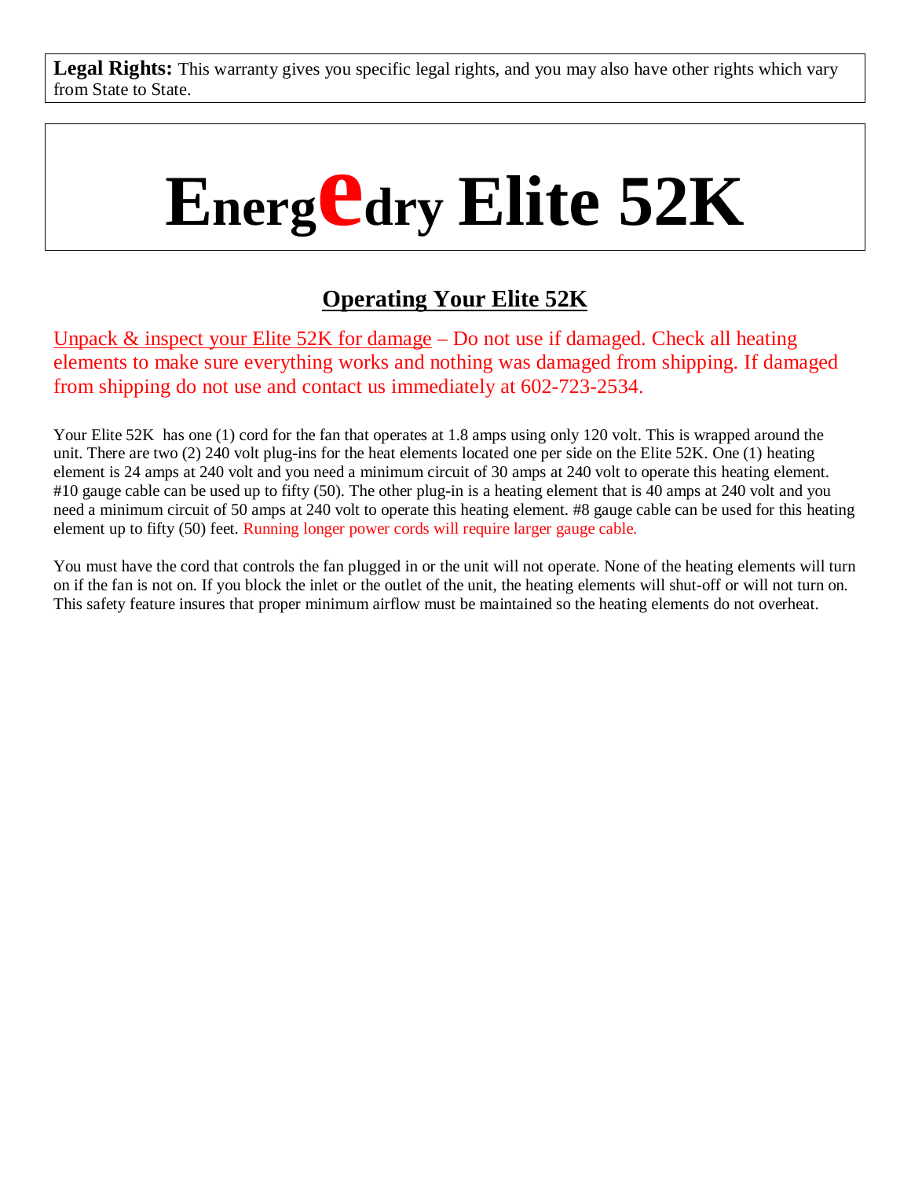**Legal Rights:** This warranty gives you specific legal rights, and you may also have other rights which vary from State to State.

# Energedry Elite 52K

## Operating Your Elite 52K

Unpack & inspect your Elite 52K for damage – Do not use if damaged. Check all heating elements to make sure everything works and nothing was damaged from shipping. If damaged from shipping do not use and contact us immediately at 602-723-2534.

Your Elite 52K has one (1) cord for the fan that operates at 1.8 amps using only 120 volt. This is wrapped around the unit. There are two (2) 240 volt plug-ins for the heat elements located one per side on the Elite 52K. One (1) heating element is 24 amps at 240 volt and you need a minimum circuit of 30 amps at 240 volt to operate this heating element. #10 gauge cable can be used up to fifty (50). The other plug-in is a heating element that is 40 amps at 240 volt and you need a minimum circuit of 50 amps at 240 volt to operate this heating element. #8 gauge cable can be used for this heating element up to fifty (50) feet. Running longer power cords will require larger gauge cable.

You must have the cord that controls the fan plugged in or the unit will not operate. None of the heating elements will turn on if the fan is not on. If you block the inlet or the outlet of the unit, the heating elements will shut-off or will not turn on. This safety feature insures that proper minimum airflow must be maintained so the heating elements do not overheat.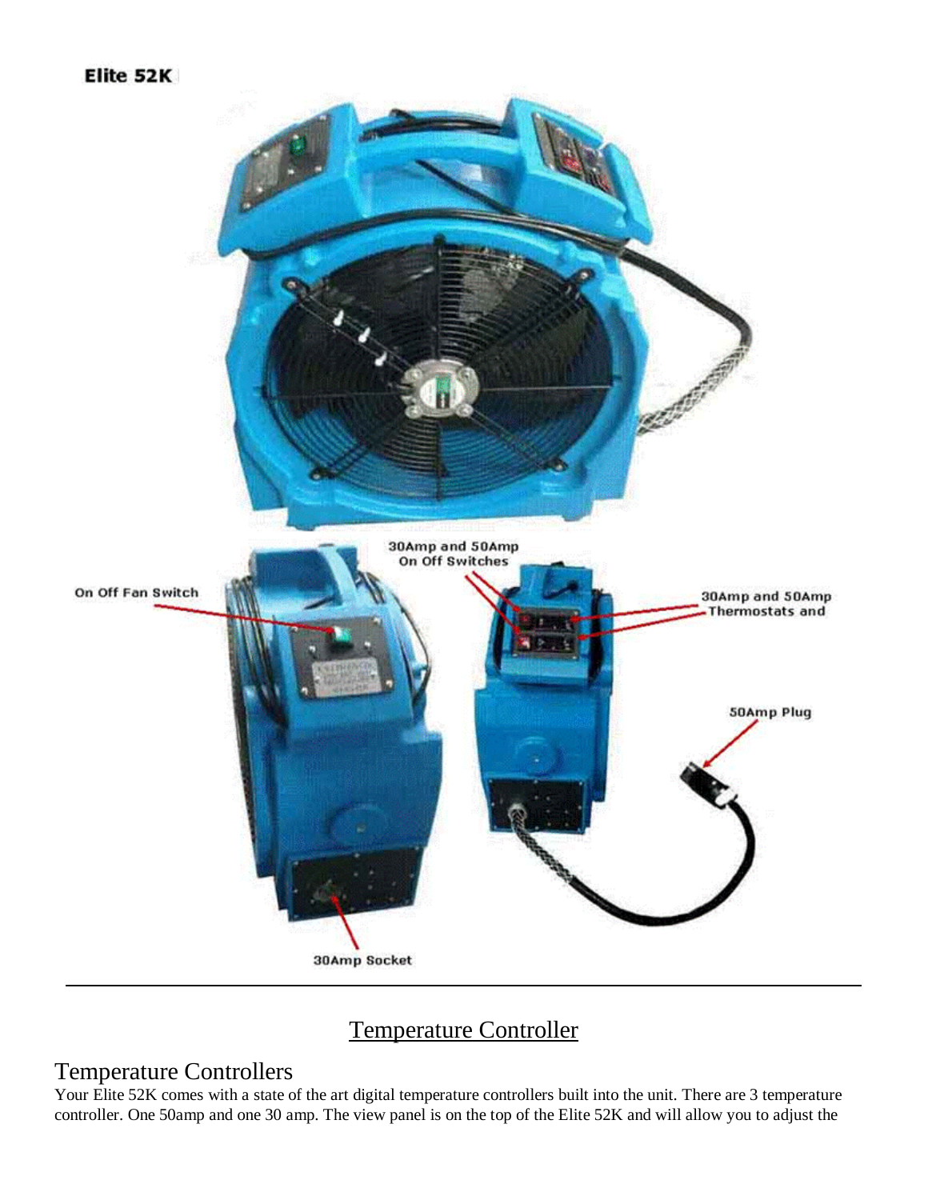**Elite 52K**

30Amp and 50Amp On Off Switches

On Off Fan Switch

30Amp and 50Amp Thermostats and

50Amp Plug

30Amp Socket

---

# Temperature Controller

## Temperature Controllers

Your Elite 52K comes with a state of the art digital temperature controllers built into the unit. There are 3 temperature controller. One 50amp and one 30 amp. The view panel is on the top of the Elite 52K and will allow you to adjust the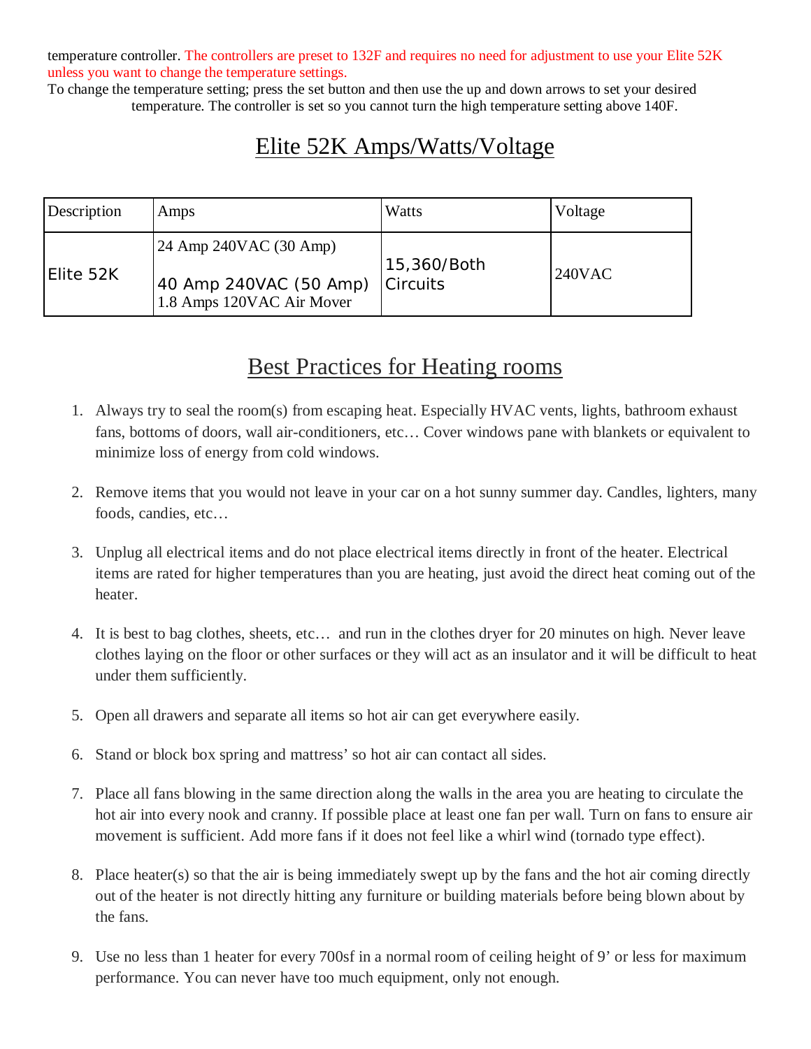temperature controller. The controllers are preset to 132F and requires no need for adjustment to use your Elite 52K unless you want to change the temperature settings.

To change the temperature setting; press the set button and then use the up and down arrows to set your desired temperature. The controller is set so you cannot turn the high temperature setting above 140F.

## Elite 52K Amps/Watts/Voltage

| Description | Amps | Watts | Voltage |
| --- | --- | --- | --- |
| Elite 52K | 24 Amp 240VAC (30 Amp)<br>40 Amp 240VAC (50 Amp)<br>1.8 Amps 120VAC Air Mover | 15,360/Both Circuits | 240VAC |

## Best Practices for Heating rooms

1. Always try to seal the room(s) from escaping heat. Especially HVAC vents, lights, bathroom exhaust fans, bottoms of doors, wall air-conditioners, etc… Cover windows pane with blankets or equivalent to minimize loss of energy from cold windows.

2. Remove items that you would not leave in your car on a hot sunny summer day. Candles, lighters, many foods, candies, etc…

3. Unplug all electrical items and do not place electrical items directly in front of the heater. Electrical items are rated for higher temperatures than you are heating, just avoid the direct heat coming out of the heater.

4. It is best to bag clothes, sheets, etc… and run in the clothes dryer for 20 minutes on high. Never leave clothes laying on the floor or other surfaces or they will act as an insulator and it will be difficult to heat under them sufficiently.

5. Open all drawers and separate all items so hot air can get everywhere easily.

6. Stand or block box spring and mattress' so hot air can contact all sides.

7. Place all fans blowing in the same direction along the walls in the area you are heating to circulate the hot air into every nook and cranny. If possible place at least one fan per wall. Turn on fans to ensure air movement is sufficient. Add more fans if it does not feel like a whirl wind (tornado type effect).

8. Place heater(s) so that the air is being immediately swept up by the fans and the hot air coming directly out of the heater is not directly hitting any furniture or building materials before being blown about by the fans.

9. Use no less than 1 heater for every 700sf in a normal room of ceiling height of 9' or less for maximum performance. You can never have too much equipment, only not enough.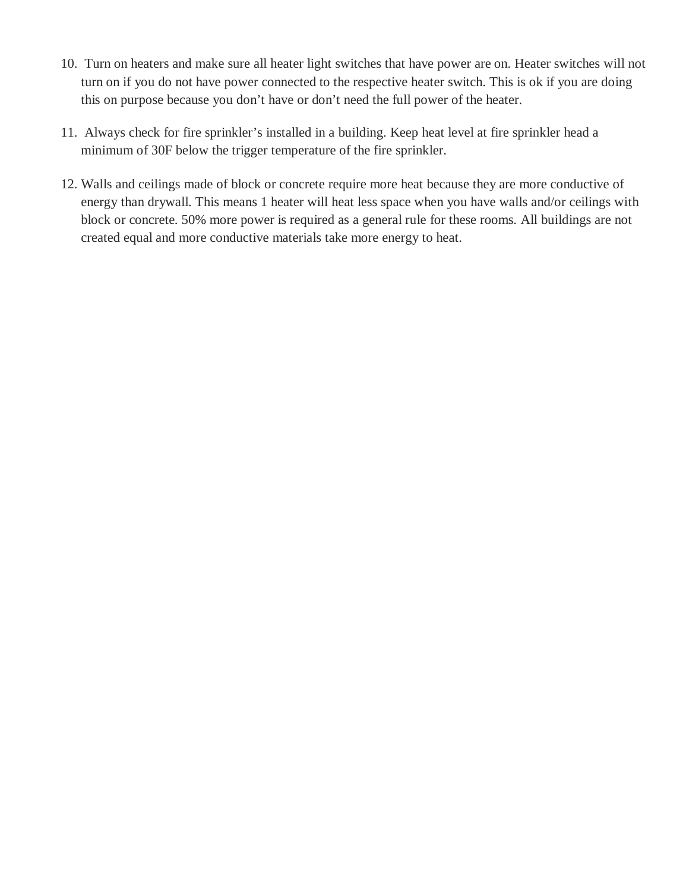10. Turn on heaters and make sure all heater light switches that have power are on. Heater switches will not turn on if you do not have power connected to the respective heater switch. This is ok if you are doing this on purpose because you don't have or don't need the full power of the heater.

11. Always check for fire sprinkler's installed in a building. Keep heat level at fire sprinkler head a minimum of 30F below the trigger temperature of the fire sprinkler.

12. Walls and ceilings made of block or concrete require more heat because they are more conductive of energy than drywall. This means 1 heater will heat less space when you have walls and/or ceilings with block or concrete. 50% more power is required as a general rule for these rooms. All buildings are not created equal and more conductive materials take more energy to heat.